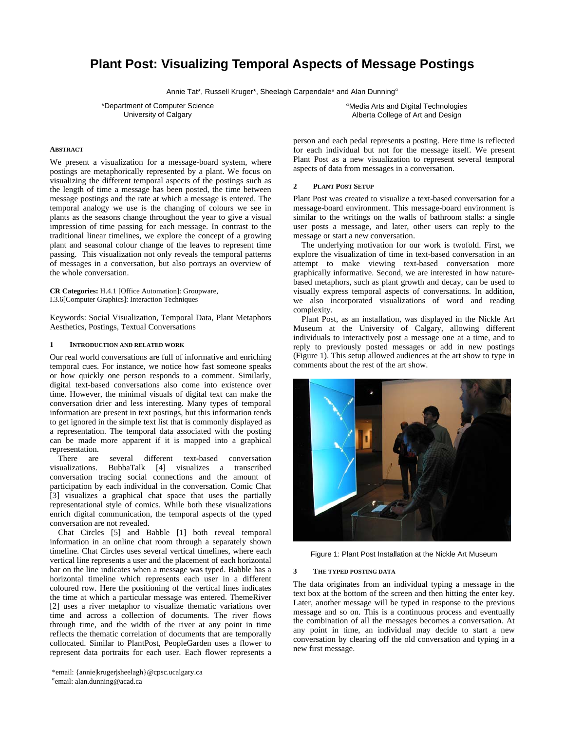# Plant Post: Visualizing Temporal Aspects of Message Postings

Annie Tat*, Russell Kruger*, Sheelagh Carpendale* and Alan Dunning[α]

*Department of Computer Science
University of Calgary

[α]Media Arts and Digital Technologies
Alberta College of Art and Design

## Abstract

We present a visualization for a message-board system, where postings are metaphorically represented by a plant. We focus on visualizing the different temporal aspects of the postings such as the length of time a message has been posted, the time between message postings and the rate at which a message is entered. The temporal analogy we use is the changing of colours we see in plants as the seasons change throughout the year to give a visual impression of time passing for each message. In contrast to the traditional linear timelines, we explore the concept of a growing plant and seasonal colour change of the leaves to represent time passing. This visualization not only reveals the temporal patterns of messages in a conversation, but also portrays an overview of the whole conversation.

**CR Categories:** H.4.1 [Office Automation]: Groupware, I.3.6[Computer Graphics]: Interaction Techniques

Keywords: Social Visualization, Temporal Data, Plant Metaphors Aesthetics, Postings, Textual Conversations

## 1 Introduction and Related Work

Our real world conversations are full of informative and enriching temporal cues. For instance, we notice how fast someone speaks or how quickly one person responds to a comment. Similarly, digital text-based conversations also come into existence over time. However, the minimal visuals of digital text can make the conversation drier and less interesting. Many types of temporal information are present in text postings, but this information tends to get ignored in the simple text list that is commonly displayed as a representation. The temporal data associated with the posting can be made more apparent if it is mapped into a graphical representation.

There are several different text-based conversation visualizations. BubbaTalk [4] visualizes a transcribed conversation tracing social connections and the amount of participation by each individual in the conversation. Comic Chat [3] visualizes a graphical chat space that uses the partially representational style of comics. While both these visualizations enrich digital communication, the temporal aspects of the typed conversation are not revealed.

Chat Circles [5] and Babble [1] both reveal temporal information in an online chat room through a separately shown timeline. Chat Circles uses several vertical timelines, where each vertical line represents a user and the placement of each horizontal bar on the line indicates when a message was typed. Babble has a horizontal timeline which represents each user in a different coloured row. Here the positioning of the vertical lines indicates the time at which a particular message was entered. ThemeRiver [2] uses a river metaphor to visualize thematic variations over time and across a collection of documents. The river flows through time, and the width of the river at any point in time reflects the thematic correlation of documents that are temporally collocated. Similar to PlantPost, PeopleGarden uses a flower to represent data portraits for each user. Each flower represents a person and each pedal represents a posting. Here time is reflected for each individual but not for the message itself. We present Plant Post as a new visualization to represent several temporal aspects of data from messages in a conversation.

## 2 Plant Post Setup

Plant Post was created to visualize a text-based conversation for a message-board environment. This message-board environment is similar to the writings on the walls of bathroom stalls: a single user posts a message, and later, other users can reply to the message or start a new conversation.

The underlying motivation for our work is twofold. First, we explore the visualization of time in text-based conversation in an attempt to make viewing text-based conversation more graphically informative. Second, we are interested in how nature-based metaphors, such as plant growth and decay, can be used to visually express temporal aspects of conversations. In addition, we also incorporated visualizations of word and reading complexity.

Plant Post, as an installation, was displayed in the Nickle Art Museum at the University of Calgary, allowing different individuals to interactively post a message one at a time, and to reply to previously posted messages or add in new postings (Figure 1). This setup allowed audiences at the art show to type in comments about the rest of the art show.

Figure 1: Plant Post Installation at the Nickle Art Museum

## 3 The Typed Posting Data

The data originates from an individual typing a message in the text box at the bottom of the screen and then hitting the enter key. Later, another message will be typed in response to the previous message and so on. This is a continuous process and eventually the combination of all the messages becomes a conversation. At any point in time, an individual may decide to start a new conversation by clearing off the old conversation and typing in a new first message.

*email: {annie|kruger|sheelagh}@cpsc.ucalgary.ca
[α]email: alan.dunning@acad.ca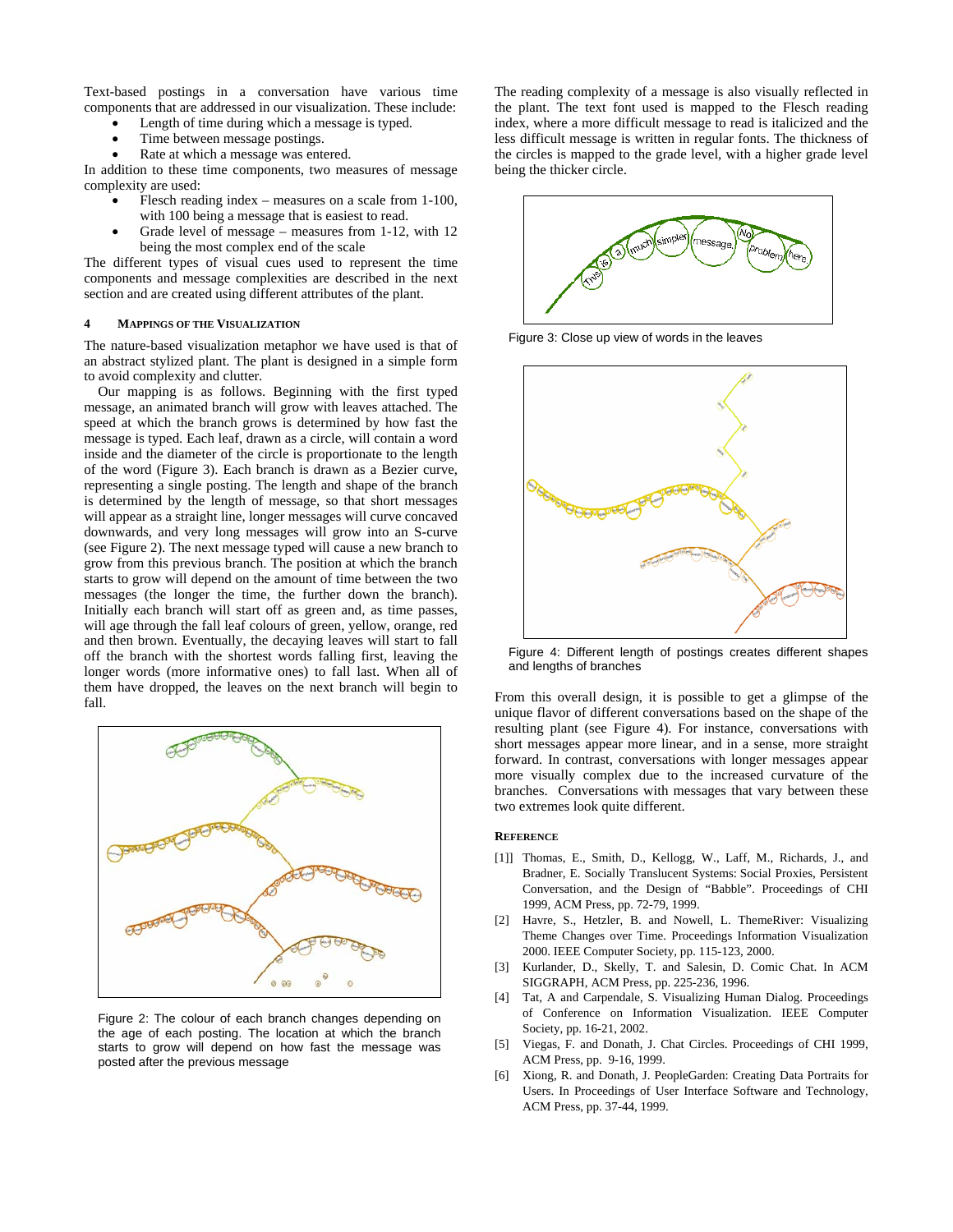Text-based postings in a conversation have various time components that are addressed in our visualization. These include:

- Length of time during which a message is typed.
- Time between message postings.
- Rate at which a message was entered.

In addition to these time components, two measures of message complexity are used:

- Flesch reading index – measures on a scale from 1-100, with 100 being a message that is easiest to read.
- Grade level of message – measures from 1-12, with 12 being the most complex end of the scale

The different types of visual cues used to represent the time components and message complexities are described in the next section and are created using different attributes of the plant.

## 4 Mappings of the Visualization

The nature-based visualization metaphor we have used is that of an abstract stylized plant. The plant is designed in a simple form to avoid complexity and clutter.

Our mapping is as follows. Beginning with the first typed message, an animated branch will grow with leaves attached. The speed at which the branch grows is determined by how fast the message is typed. Each leaf, drawn as a circle, will contain a word inside and the diameter of the circle is proportionate to the length of the word (Figure 3). Each branch is drawn as a Bezier curve, representing a single posting. The length and shape of the branch is determined by the length of message, so that short messages will appear as a straight line, longer messages will curve concaved downwards, and very long messages will grow into an S-curve (see Figure 2). The next message typed will cause a new branch to grow from this previous branch. The position at which the branch starts to grow will depend on the amount of time between the two messages (the longer the time, the further down the branch). Initially each branch will start off as green and, as time passes, will age through the fall leaf colours of green, yellow, orange, red and then brown. Eventually, the decaying leaves will start to fall off the branch with the shortest words falling first, leaving the longer words (more informative ones) to fall last. When all of them have dropped, the leaves on the next branch will begin to fall.

Figure 2: The colour of each branch changes depending on the age of each posting. The location at which the branch starts to grow will depend on how fast the message was posted after the previous message

The reading complexity of a message is also visually reflected in the plant. The text font used is mapped to the Flesch reading index, where a more difficult message to read is italicized and the less difficult message is written in regular fonts. The thickness of the circles is mapped to the grade level, with a higher grade level being the thicker circle.

This is a much simpler message. No problem here.

Figure 3: Close up view of words in the leaves

Figure 4: Different length of postings creates different shapes and lengths of branches

From this overall design, it is possible to get a glimpse of the unique flavor of different conversations based on the shape of the resulting plant (see Figure 4). For instance, conversations with short messages appear more linear, and in a sense, more straight forward. In contrast, conversations with longer messages appear more visually complex due to the increased curvature of the branches. Conversations with messages that vary between these two extremes look quite different.

## Reference

[1]] Thomas, E., Smith, D., Kellogg, W., Laff, M., Richards, J., and Bradner, E. Socially Translucent Systems: Social Proxies, Persistent Conversation, and the Design of “Babble”. Proceedings of CHI 1999, ACM Press, pp. 72-79, 1999.

[2] Havre, S., Hetzler, B. and Nowell, L. ThemeRiver: Visualizing Theme Changes over Time. Proceedings Information Visualization 2000. IEEE Computer Society, pp. 115-123, 2000.

[3] Kurlander, D., Skelly, T. and Salesin, D. Comic Chat. In ACM SIGGRAPH, ACM Press, pp. 225-236, 1996.

[4] Tat, A and Carpendale, S. Visualizing Human Dialog. Proceedings of Conference on Information Visualization. IEEE Computer Society, pp. 16-21, 2002.

[5] Viegas, F. and Donath, J. Chat Circles. Proceedings of CHI 1999, ACM Press, pp. 9-16, 1999.

[6] Xiong, R. and Donath, J. PeopleGarden: Creating Data Portraits for Users. In Proceedings of User Interface Software and Technology, ACM Press, pp. 37-44, 1999.